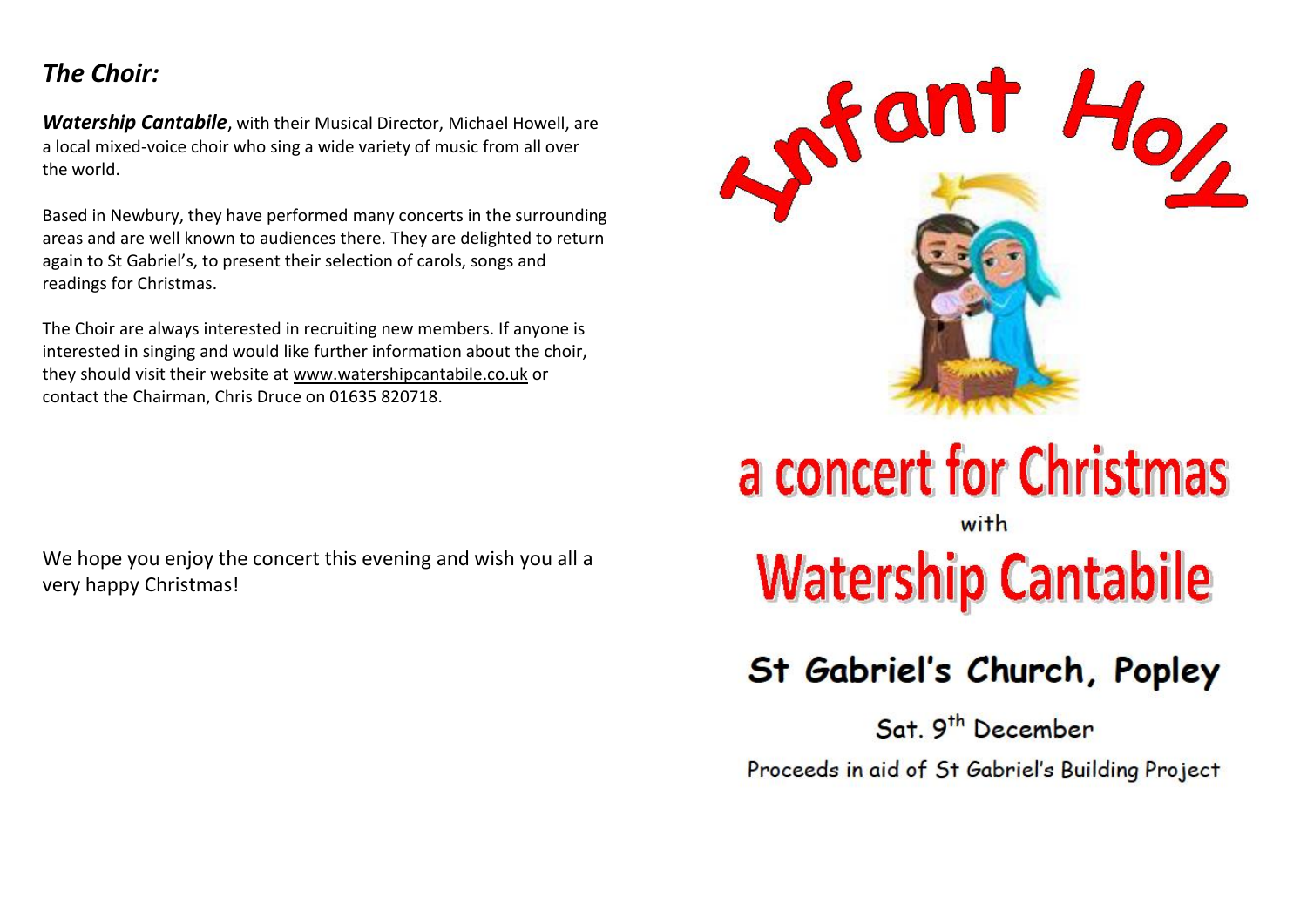## *The Choir:*

***Watership Cantabile***, with their Musical Director, Michael Howell, are a local mixed-voice choir who sing a wide variety of music from all over the world.

Based in Newbury, they have performed many concerts in the surrounding areas and are well known to audiences there. They are delighted to return again to St Gabriel's, to present their selection of carols, songs and readings for Christmas.

The Choir are always interested in recruiting new members. If anyone is interested in singing and would like further information about the choir, they should visit their website at www.watershipcantabile.co.uk or contact the Chairman, Chris Druce on 01635 820718.

We hope you enjoy the concert this evening and wish you all a very happy Christmas!

# Infant Holy

# a concert for Christmas

with

# Watership Cantabile

## St Gabriel's Church, Popley

Sat. 9th December

Proceeds in aid of St Gabriel's Building Project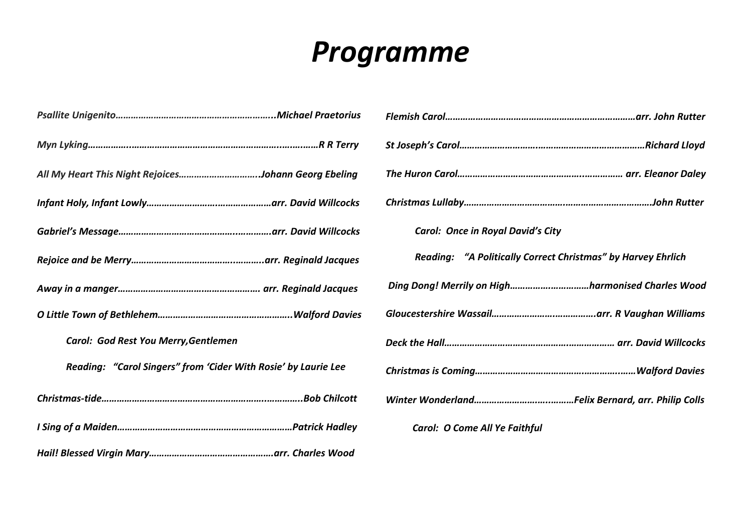# *Programme*

*Psallite Unigenito……………………………………………………...Michael Praetorius*

*Myn Lyking……………..………………………………………………..…..……R R Terry*

*All My Heart This Night Rejoices…………………………..Johann Georg Ebeling*

*Infant Holy, Infant Lowly…………………………..………………arr. David Willcocks*

*Gabriel's Message…………………………………………..………..arr. David Willcocks*

*Rejoice and be Merry……………………………………..………..arr. Reginald Jacques*

*Away in a manger……………………………..……………….. arr. Reginald Jacques*

*O Little Town of Bethlehem……………………………………………..Walford Davies*

*Carol: God Rest You Merry,Gentlemen*

*Reading: "Carol Singers" from 'Cider With Rosie' by Laurie Lee*

*Christmas-tide…………………………………………………..…………..Bob Chilcott*

*I Sing of a Maiden……………………………………………………………Patrick Hadley*

*Hail! Blessed Virgin Mary………………………………………….arr. Charles Wood*

*Flemish Carol…………………………………………………………………arr. John Rutter*

*St Joseph's Carol……………………..…………………………………Richard Lloyd*

*The Huron Carol……………………………………………..…………… arr. Eleanor Daley*

*Christmas Lullaby……………………………..…………………………….John Rutter*

*Carol: Once in Royal David's City*

*Reading: "A Politically Correct Christmas" by Harvey Ehrlich*

*Ding Dong! Merrily on High……………..…………harmonised Charles Wood*

*Gloucestershire Wassail…………………….……………..arr. R Vaughan Williams*

*Deck the Hall…………………………………………..……………… arr. David Willcocks*

*Christmas is Coming…………………………………….…………..……Walford Davies*

*Winter Wonderland…………………….……….……Felix Bernard, arr. Philip Colls*

*Carol: O Come All Ye Faithful*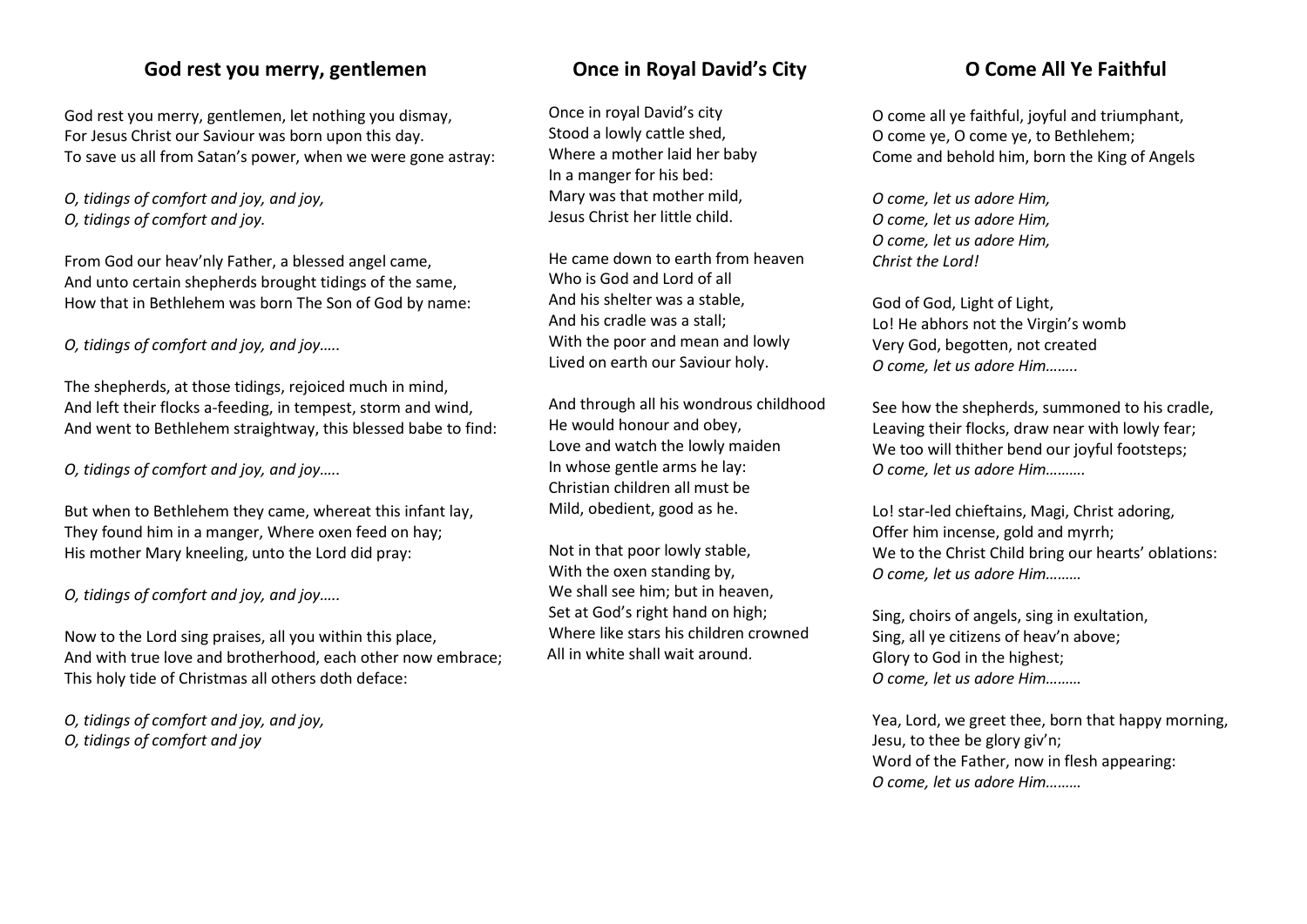## God rest you merry, gentlemen

God rest you merry, gentlemen, let nothing you dismay,
For Jesus Christ our Saviour was born upon this day.
To save us all from Satan's power, when we were gone astray:

*O, tidings of comfort and joy, and joy,*
*O, tidings of comfort and joy.*

From God our heav'nly Father, a blessed angel came,
And unto certain shepherds brought tidings of the same,
How that in Bethlehem was born The Son of God by name:

*O, tidings of comfort and joy, and joy…..*

The shepherds, at those tidings, rejoiced much in mind,
And left their flocks a-feeding, in tempest, storm and wind,
And went to Bethlehem straightway, this blessed babe to find:

*O, tidings of comfort and joy, and joy…..*

But when to Bethlehem they came, whereat this infant lay,
They found him in a manger, Where oxen feed on hay;
His mother Mary kneeling, unto the Lord did pray:

*O, tidings of comfort and joy, and joy…..*

Now to the Lord sing praises, all you within this place,
And with true love and brotherhood, each other now embrace;
This holy tide of Christmas all others doth deface:

*O, tidings of comfort and joy, and joy,*
*O, tidings of comfort and joy*

## Once in Royal David's City

Once in royal David's city
Stood a lowly cattle shed,
Where a mother laid her baby
In a manger for his bed:
Mary was that mother mild,
Jesus Christ her little child.

He came down to earth from heaven
Who is God and Lord of all
And his shelter was a stable,
And his cradle was a stall;
With the poor and mean and lowly
Lived on earth our Saviour holy.

And through all his wondrous childhood
He would honour and obey,
Love and watch the lowly maiden
In whose gentle arms he lay:
Christian children all must be
Mild, obedient, good as he.

Not in that poor lowly stable,
With the oxen standing by,
We shall see him; but in heaven,
Set at God's right hand on high;
Where like stars his children crowned
All in white shall wait around.

## O Come All Ye Faithful

O come all ye faithful, joyful and triumphant,
O come ye, O come ye, to Bethlehem;
Come and behold him, born the King of Angels

*O come, let us adore Him,*
*O come, let us adore Him,*
*O come, let us adore Him,*
*Christ the Lord!*

God of God, Light of Light,
Lo! He abhors not the Virgin's womb
Very God, begotten, not created
*O come, let us adore Him……..*

See how the shepherds, summoned to his cradle,
Leaving their flocks, draw near with lowly fear;
We too will thither bend our joyful footsteps;
*O come, let us adore Him……….*

Lo! star-led chieftains, Magi, Christ adoring,
Offer him incense, gold and myrrh;
We to the Christ Child bring our hearts' oblations:
*O come, let us adore Him………*

Sing, choirs of angels, sing in exultation,
Sing, all ye citizens of heav'n above;
Glory to God in the highest;
*O come, let us adore Him………*

Yea, Lord, we greet thee, born that happy morning,
Jesu, to thee be glory giv'n;
Word of the Father, now in flesh appearing:
*O come, let us adore Him………*